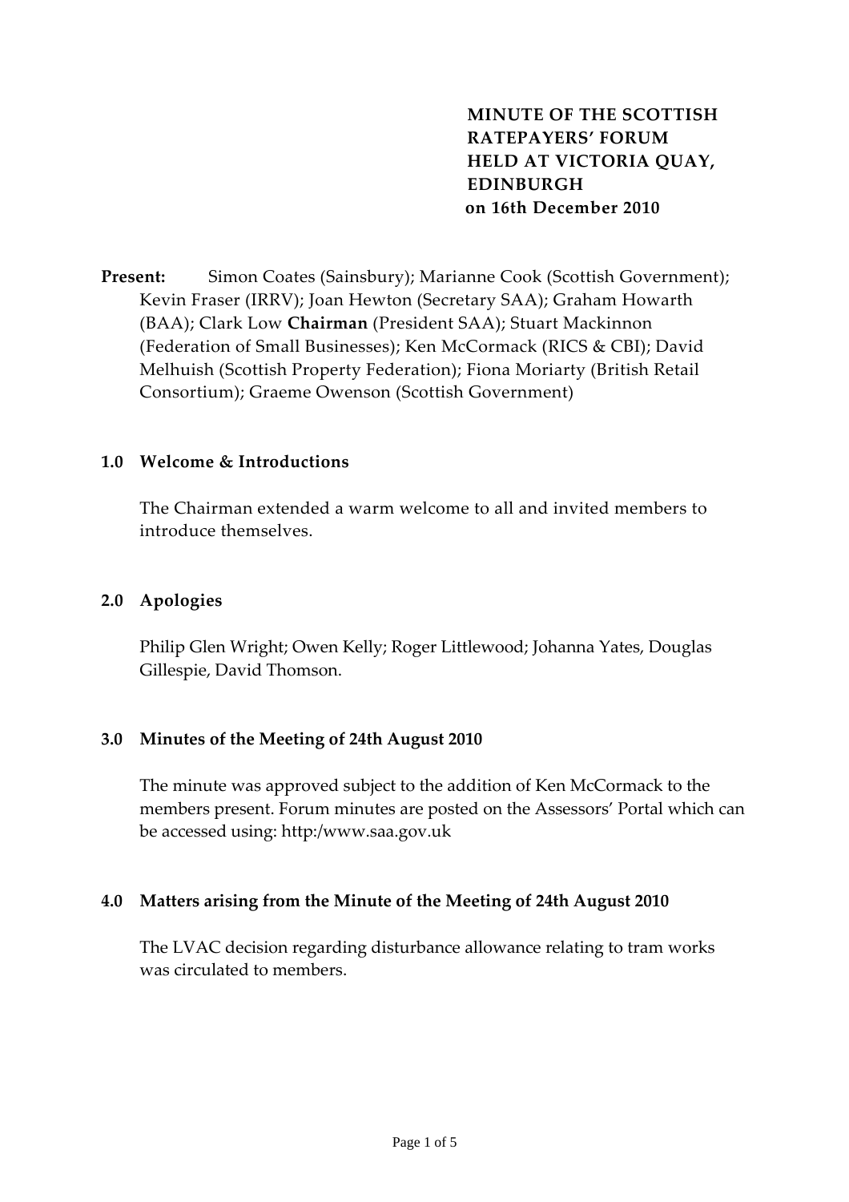# MINUTE OF THE SCOTTISH RATEPAYERS' FORUM HELD AT VICTORIA QUAY, EDINBURGH on 16th December 2010

**Present:** Simon Coates (Sainsbury); Marianne Cook (Scottish Government); Kevin Fraser (IRRV); Joan Hewton (Secretary SAA); Graham Howarth (BAA); Clark Low **Chairman** (President SAA); Stuart Mackinnon (Federation of Small Businesses); Ken McCormack (RICS & CBI); David Melhuish (Scottish Property Federation); Fiona Moriarty (British Retail Consortium); Graeme Owenson (Scottish Government)

## 1.0 Welcome & Introductions

The Chairman extended a warm welcome to all and invited members to introduce themselves.

## 2.0 Apologies

Philip Glen Wright; Owen Kelly; Roger Littlewood; Johanna Yates, Douglas Gillespie, David Thomson.

## 3.0 Minutes of the Meeting of 24th August 2010

The minute was approved subject to the addition of Ken McCormack to the members present. Forum minutes are posted on the Assessors' Portal which can be accessed using: http:/www.saa.gov.uk

## 4.0 Matters arising from the Minute of the Meeting of 24th August 2010

The LVAC decision regarding disturbance allowance relating to tram works was circulated to members.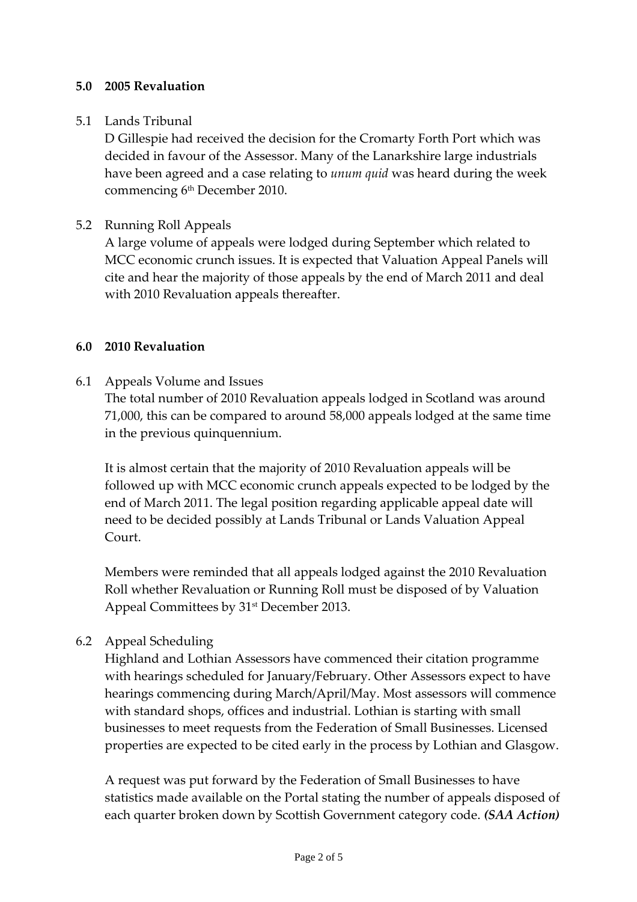## 5.0 2005 Revaluation

5.1 Lands Tribunal

D Gillespie had received the decision for the Cromarty Forth Port which was decided in favour of the Assessor. Many of the Lanarkshire large industrials have been agreed and a case relating to *unum quid* was heard during the week commencing 6th December 2010.

5.2 Running Roll Appeals

A large volume of appeals were lodged during September which related to MCC economic crunch issues. It is expected that Valuation Appeal Panels will cite and hear the majority of those appeals by the end of March 2011 and deal with 2010 Revaluation appeals thereafter.

## 6.0 2010 Revaluation

6.1 Appeals Volume and Issues

The total number of 2010 Revaluation appeals lodged in Scotland was around 71,000, this can be compared to around 58,000 appeals lodged at the same time in the previous quinquennium.

It is almost certain that the majority of 2010 Revaluation appeals will be followed up with MCC economic crunch appeals expected to be lodged by the end of March 2011. The legal position regarding applicable appeal date will need to be decided possibly at Lands Tribunal or Lands Valuation Appeal Court.

Members were reminded that all appeals lodged against the 2010 Revaluation Roll whether Revaluation or Running Roll must be disposed of by Valuation Appeal Committees by 31st December 2013.

6.2 Appeal Scheduling

Highland and Lothian Assessors have commenced their citation programme with hearings scheduled for January/February. Other Assessors expect to have hearings commencing during March/April/May. Most assessors will commence with standard shops, offices and industrial. Lothian is starting with small businesses to meet requests from the Federation of Small Businesses. Licensed properties are expected to be cited early in the process by Lothian and Glasgow.

A request was put forward by the Federation of Small Businesses to have statistics made available on the Portal stating the number of appeals disposed of each quarter broken down by Scottish Government category code. ***(SAA Action)***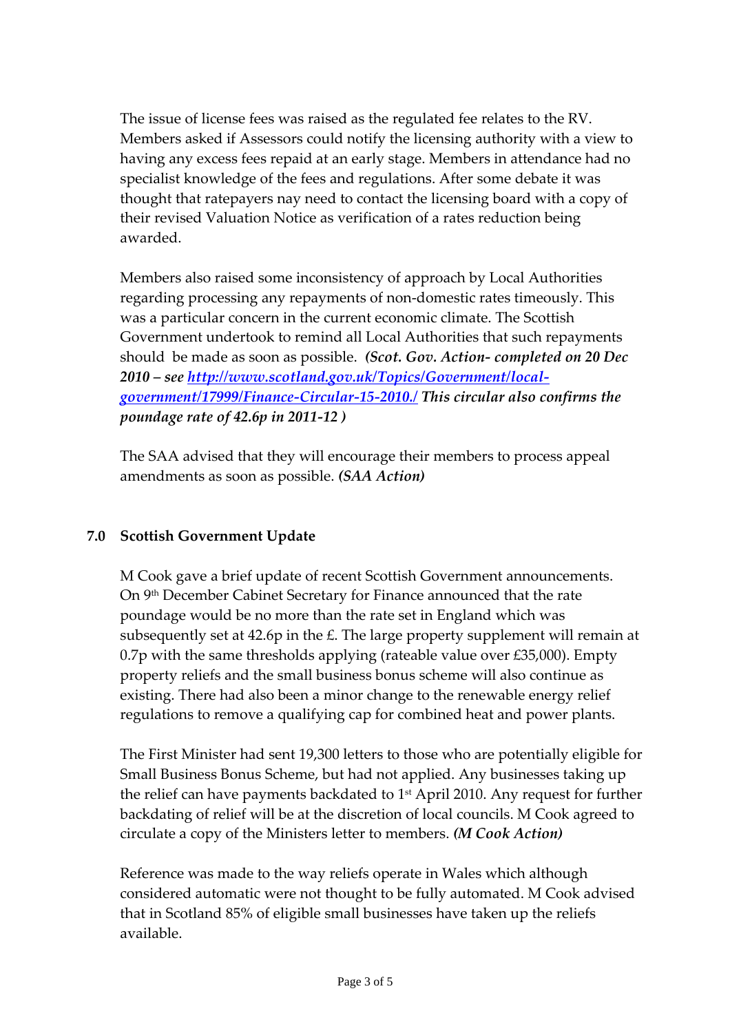The issue of license fees was raised as the regulated fee relates to the RV. Members asked if Assessors could notify the licensing authority with a view to having any excess fees repaid at an early stage. Members in attendance had no specialist knowledge of the fees and regulations. After some debate it was thought that ratepayers nay need to contact the licensing board with a copy of their revised Valuation Notice as verification of a rates reduction being awarded.

Members also raised some inconsistency of approach by Local Authorities regarding processing any repayments of non-domestic rates timeously. This was a particular concern in the current economic climate. The Scottish Government undertook to remind all Local Authorities that such repayments should be made as soon as possible. ***(Scot. Gov. Action- completed on 20 Dec 2010 – see [http://www.scotland.gov.uk/Topics/Government/local-government/17999/Finance-Circular-15-2010./](http://www.scotland.gov.uk/Topics/Government/local-government/17999/Finance-Circular-15-2010./) This circular also confirms the poundage rate of 42.6p in 2011-12 )***

The SAA advised that they will encourage their members to process appeal amendments as soon as possible. ***(SAA Action)***

## 7.0 Scottish Government Update

M Cook gave a brief update of recent Scottish Government announcements. On 9th December Cabinet Secretary for Finance announced that the rate poundage would be no more than the rate set in England which was subsequently set at 42.6p in the £. The large property supplement will remain at 0.7p with the same thresholds applying (rateable value over £35,000). Empty property reliefs and the small business bonus scheme will also continue as existing. There had also been a minor change to the renewable energy relief regulations to remove a qualifying cap for combined heat and power plants.

The First Minister had sent 19,300 letters to those who are potentially eligible for Small Business Bonus Scheme, but had not applied. Any businesses taking up the relief can have payments backdated to 1st April 2010. Any request for further backdating of relief will be at the discretion of local councils. M Cook agreed to circulate a copy of the Ministers letter to members. ***(M Cook Action)***

Reference was made to the way reliefs operate in Wales which although considered automatic were not thought to be fully automated. M Cook advised that in Scotland 85% of eligible small businesses have taken up the reliefs available.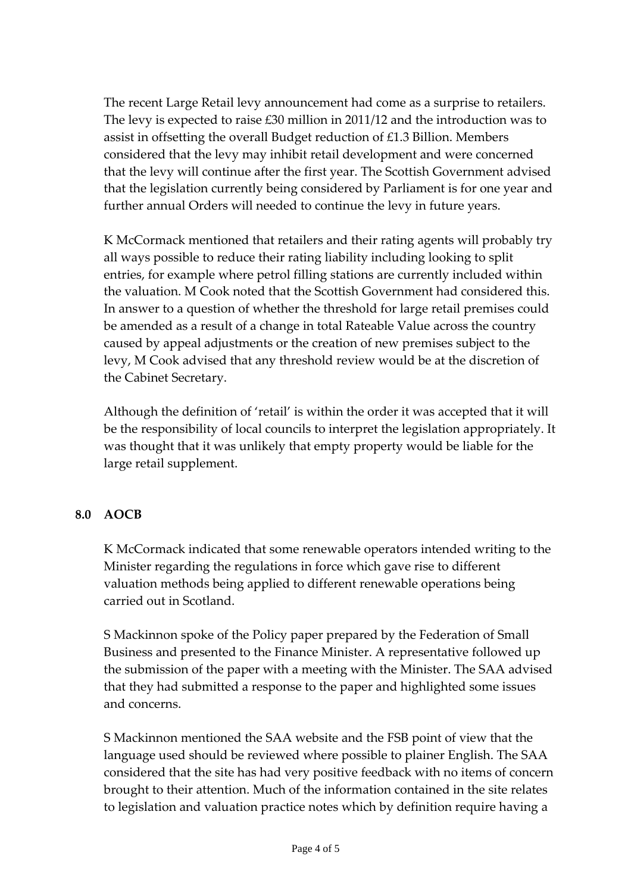The recent Large Retail levy announcement had come as a surprise to retailers. The levy is expected to raise £30 million in 2011/12 and the introduction was to assist in offsetting the overall Budget reduction of £1.3 Billion. Members considered that the levy may inhibit retail development and were concerned that the levy will continue after the first year. The Scottish Government advised that the legislation currently being considered by Parliament is for one year and further annual Orders will needed to continue the levy in future years.

K McCormack mentioned that retailers and their rating agents will probably try all ways possible to reduce their rating liability including looking to split entries, for example where petrol filling stations are currently included within the valuation. M Cook noted that the Scottish Government had considered this. In answer to a question of whether the threshold for large retail premises could be amended as a result of a change in total Rateable Value across the country caused by appeal adjustments or the creation of new premises subject to the levy, M Cook advised that any threshold review would be at the discretion of the Cabinet Secretary.

Although the definition of 'retail' is within the order it was accepted that it will be the responsibility of local councils to interpret the legislation appropriately. It was thought that it was unlikely that empty property would be liable for the large retail supplement.

## 8.0 AOCB

K McCormack indicated that some renewable operators intended writing to the Minister regarding the regulations in force which gave rise to different valuation methods being applied to different renewable operations being carried out in Scotland.

S Mackinnon spoke of the Policy paper prepared by the Federation of Small Business and presented to the Finance Minister. A representative followed up the submission of the paper with a meeting with the Minister. The SAA advised that they had submitted a response to the paper and highlighted some issues and concerns.

S Mackinnon mentioned the SAA website and the FSB point of view that the language used should be reviewed where possible to plainer English. The SAA considered that the site has had very positive feedback with no items of concern brought to their attention. Much of the information contained in the site relates to legislation and valuation practice notes which by definition require having a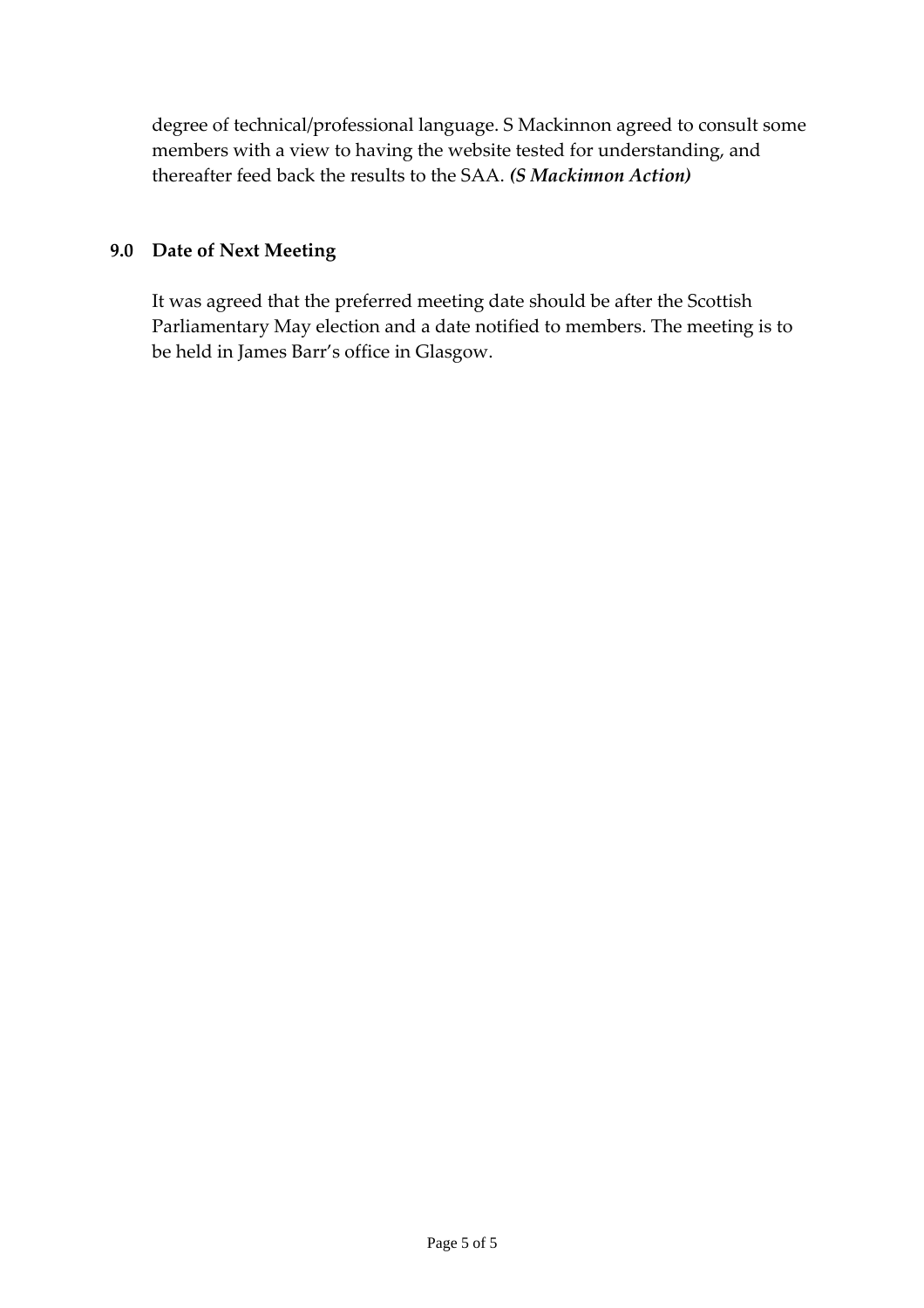degree of technical/professional language. S Mackinnon agreed to consult some members with a view to having the website tested for understanding, and thereafter feed back the results to the SAA. ***(S Mackinnon Action)***

## 9.0 Date of Next Meeting

It was agreed that the preferred meeting date should be after the Scottish Parliamentary May election and a date notified to members. The meeting is to be held in James Barr's office in Glasgow.